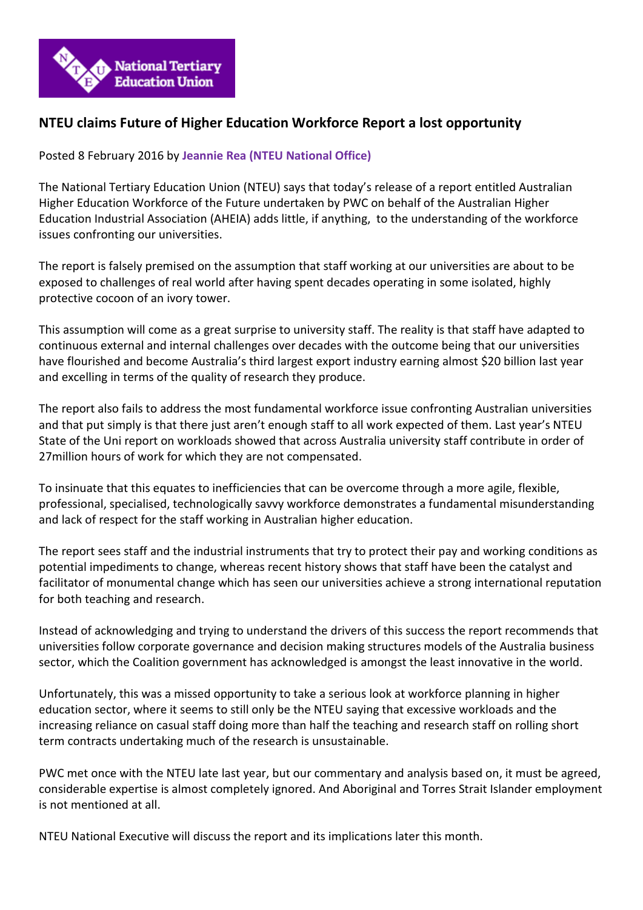National Tertiary Education Union

## NTEU claims Future of Higher Education Workforce Report a lost opportunity

Posted 8 February 2016 by **Jeannie Rea (NTEU National Office)**

The National Tertiary Education Union (NTEU) says that today's release of a report entitled Australian Higher Education Workforce of the Future undertaken by PWC on behalf of the Australian Higher Education Industrial Association (AHEIA) adds little, if anything, to the understanding of the workforce issues confronting our universities.

The report is falsely premised on the assumption that staff working at our universities are about to be exposed to challenges of real world after having spent decades operating in some isolated, highly protective cocoon of an ivory tower.

This assumption will come as a great surprise to university staff. The reality is that staff have adapted to continuous external and internal challenges over decades with the outcome being that our universities have flourished and become Australia's third largest export industry earning almost $20 billion last year and excelling in terms of the quality of research they produce.

The report also fails to address the most fundamental workforce issue confronting Australian universities and that put simply is that there just aren't enough staff to all work expected of them. Last year's NTEU State of the Uni report on workloads showed that across Australia university staff contribute in order of 27million hours of work for which they are not compensated.

To insinuate that this equates to inefficiencies that can be overcome through a more agile, flexible, professional, specialised, technologically savvy workforce demonstrates a fundamental misunderstanding and lack of respect for the staff working in Australian higher education.

The report sees staff and the industrial instruments that try to protect their pay and working conditions as potential impediments to change, whereas recent history shows that staff have been the catalyst and facilitator of monumental change which has seen our universities achieve a strong international reputation for both teaching and research.

Instead of acknowledging and trying to understand the drivers of this success the report recommends that universities follow corporate governance and decision making structures models of the Australia business sector, which the Coalition government has acknowledged is amongst the least innovative in the world.

Unfortunately, this was a missed opportunity to take a serious look at workforce planning in higher education sector, where it seems to still only be the NTEU saying that excessive workloads and the increasing reliance on casual staff doing more than half the teaching and research staff on rolling short term contracts undertaking much of the research is unsustainable.

PWC met once with the NTEU late last year, but our commentary and analysis based on, it must be agreed, considerable expertise is almost completely ignored. And Aboriginal and Torres Strait Islander employment is not mentioned at all.

NTEU National Executive will discuss the report and its implications later this month.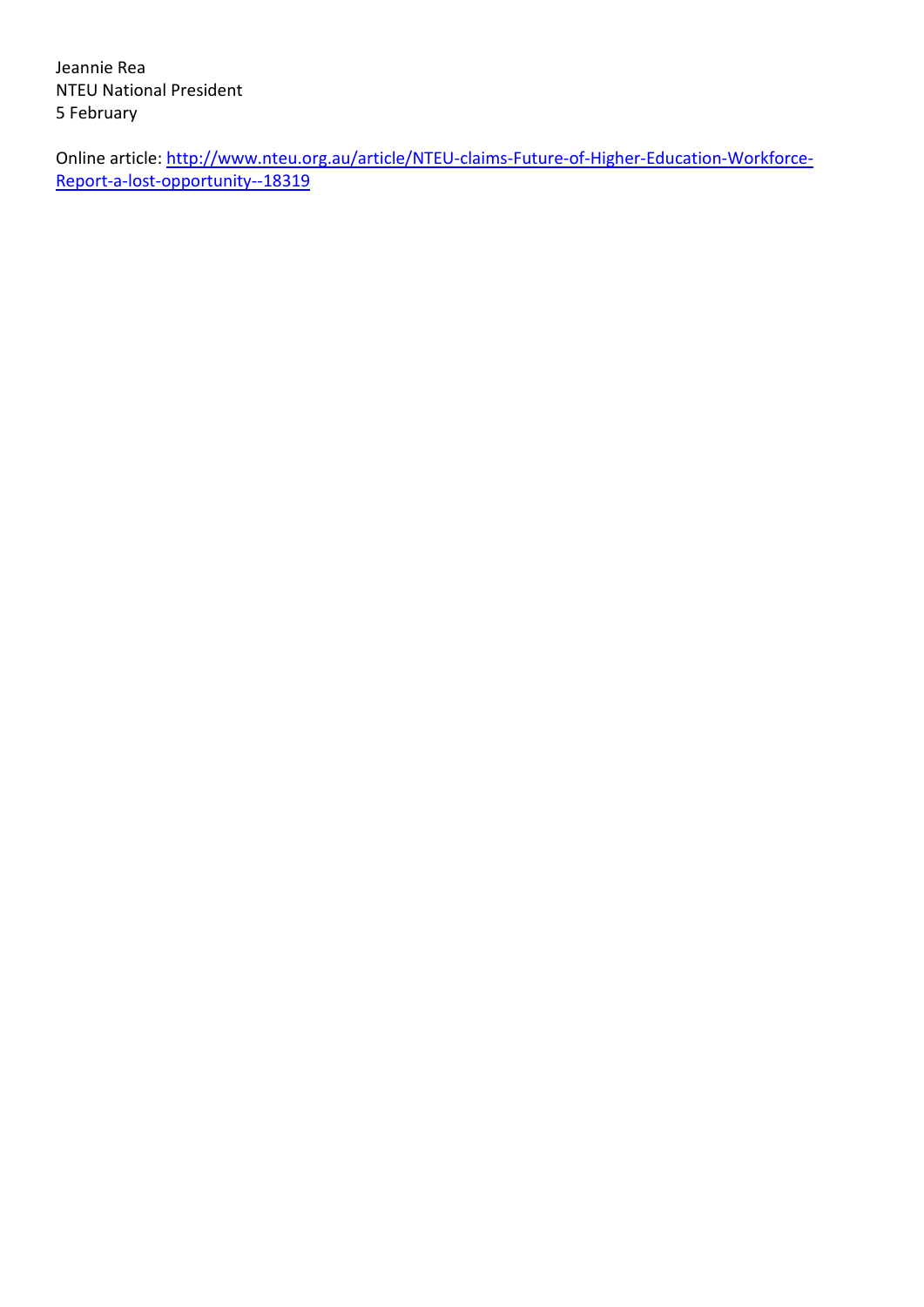Jeannie Rea
NTEU National President
5 February

Online article: [http://www.nteu.org.au/article/NTEU-claims-Future-of-Higher-Education-Workforce-Report-a-lost-opportunity--18319](http://www.nteu.org.au/article/NTEU-claims-Future-of-Higher-Education-Workforce-Report-a-lost-opportunity--18319)